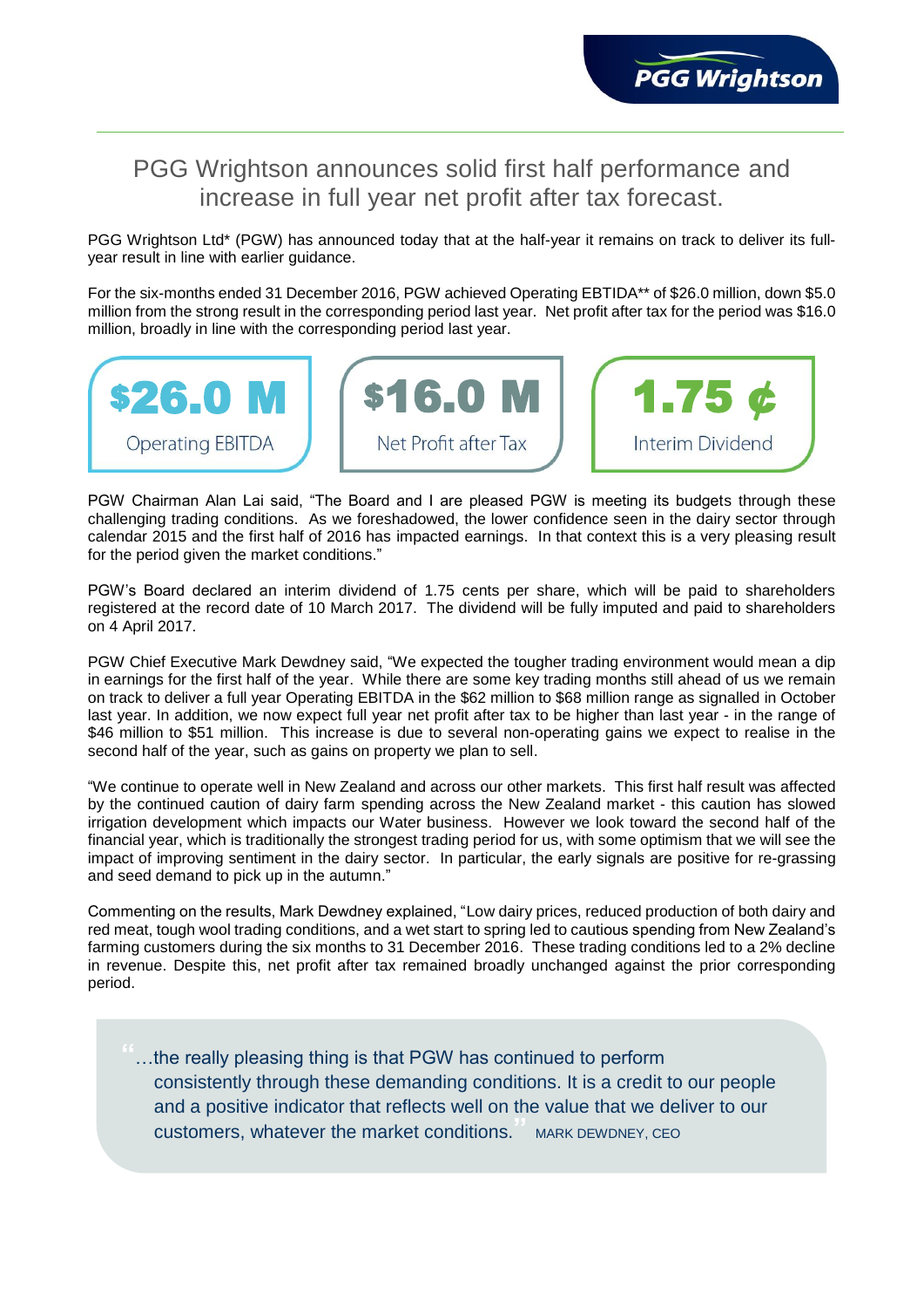# PGG Wrightson announces solid first half performance and increase in full year net profit after tax forecast.

PGG Wrightson Ltd* (PGW) has announced today that at the half-year it remains on track to deliver its full-year result in line with earlier guidance.

For the six-months ended 31 December 2016, PGW achieved Operating EBTIDA** of $26.0 million, down $5.0 million from the strong result in the corresponding period last year. Net profit after tax for the period was $16.0 million, broadly in line with the corresponding period last year.

**$26.0 M**
Operating EBITDA

**$16.0 M**
Net Profit after Tax

**1.75 ¢**
Interim Dividend

PGW Chairman Alan Lai said, "The Board and I are pleased PGW is meeting its budgets through these challenging trading conditions. As we foreshadowed, the lower confidence seen in the dairy sector through calendar 2015 and the first half of 2016 has impacted earnings. In that context this is a very pleasing result for the period given the market conditions."

PGW's Board declared an interim dividend of 1.75 cents per share, which will be paid to shareholders registered at the record date of 10 March 2017. The dividend will be fully imputed and paid to shareholders on 4 April 2017.

PGW Chief Executive Mark Dewdney said, "We expected the tougher trading environment would mean a dip in earnings for the first half of the year. While there are some key trading months still ahead of us we remain on track to deliver a full year Operating EBITDA in the $62 million to $68 million range as signalled in October last year. In addition, we now expect full year net profit after tax to be higher than last year - in the range of $46 million to $51 million. This increase is due to several non-operating gains we expect to realise in the second half of the year, such as gains on property we plan to sell.

"We continue to operate well in New Zealand and across our other markets. This first half result was affected by the continued caution of dairy farm spending across the New Zealand market - this caution has slowed irrigation development which impacts our Water business. However we look toward the second half of the financial year, which is traditionally the strongest trading period for us, with some optimism that we will see the impact of improving sentiment in the dairy sector. In particular, the early signals are positive for re-grassing and seed demand to pick up in the autumn."

Commenting on the results, Mark Dewdney explained, "Low dairy prices, reduced production of both dairy and red meat, tough wool trading conditions, and a wet start to spring led to cautious spending from New Zealand's farming customers during the six months to 31 December 2016. These trading conditions led to a 2% decline in revenue. Despite this, net profit after tax remained broadly unchanged against the prior corresponding period.

> "…the really pleasing thing is that PGW has continued to perform consistently through these demanding conditions. It is a credit to our people and a positive indicator that reflects well on the value that we deliver to our customers, whatever the market conditions." MARK DEWDNEY, CEO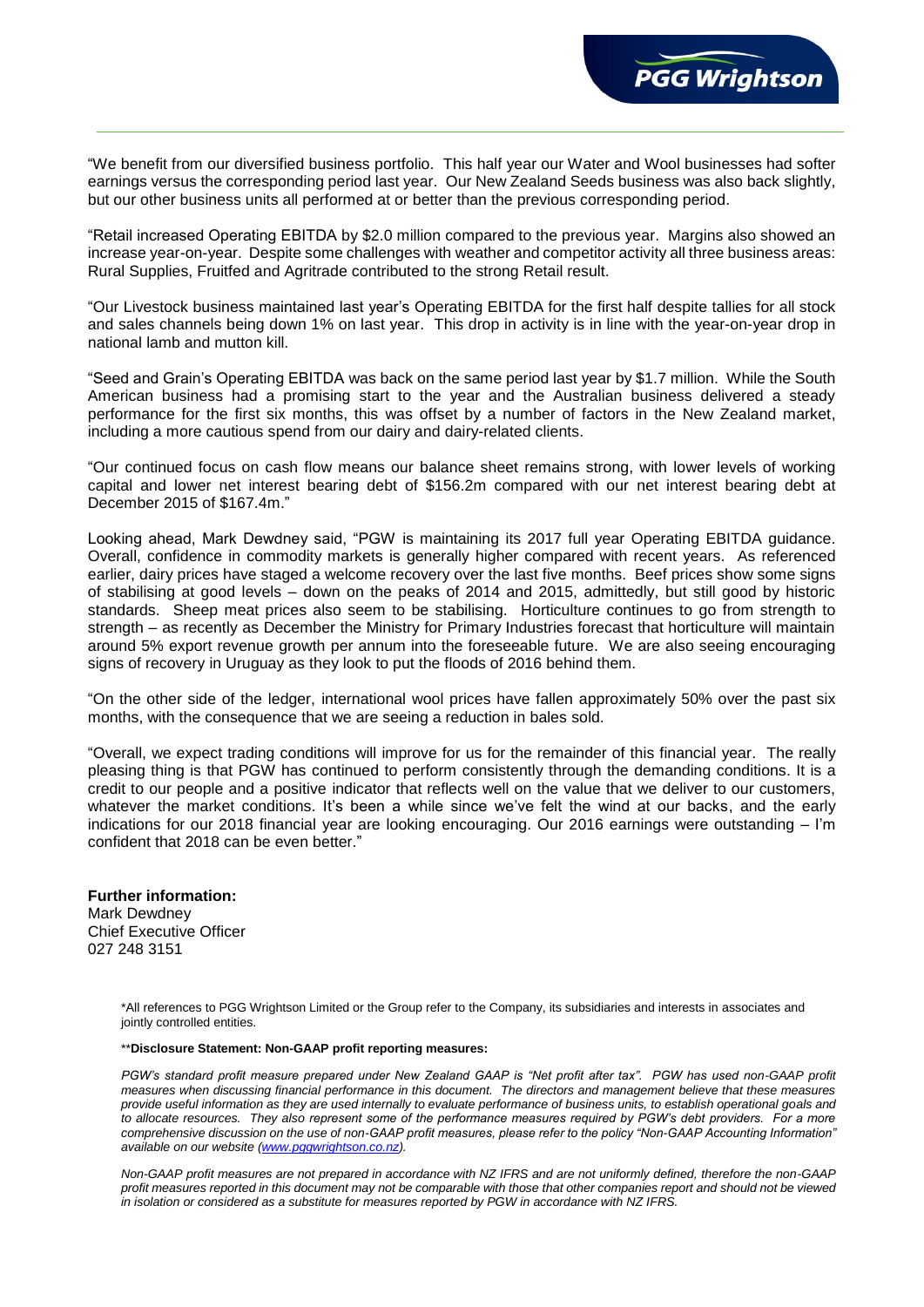"We benefit from our diversified business portfolio. This half year our Water and Wool businesses had softer earnings versus the corresponding period last year. Our New Zealand Seeds business was also back slightly, but our other business units all performed at or better than the previous corresponding period.

"Retail increased Operating EBITDA by $2.0 million compared to the previous year. Margins also showed an increase year-on-year. Despite some challenges with weather and competitor activity all three business areas: Rural Supplies, Fruitfed and Agritrade contributed to the strong Retail result.

"Our Livestock business maintained last year's Operating EBITDA for the first half despite tallies for all stock and sales channels being down 1% on last year. This drop in activity is in line with the year-on-year drop in national lamb and mutton kill.

"Seed and Grain's Operating EBITDA was back on the same period last year by $1.7 million. While the South American business had a promising start to the year and the Australian business delivered a steady performance for the first six months, this was offset by a number of factors in the New Zealand market, including a more cautious spend from our dairy and dairy-related clients.

"Our continued focus on cash flow means our balance sheet remains strong, with lower levels of working capital and lower net interest bearing debt of $156.2m compared with our net interest bearing debt at December 2015 of $167.4m."

Looking ahead, Mark Dewdney said, "PGW is maintaining its 2017 full year Operating EBITDA guidance. Overall, confidence in commodity markets is generally higher compared with recent years. As referenced earlier, dairy prices have staged a welcome recovery over the last five months. Beef prices show some signs of stabilising at good levels – down on the peaks of 2014 and 2015, admittedly, but still good by historic standards. Sheep meat prices also seem to be stabilising. Horticulture continues to go from strength to strength – as recently as December the Ministry for Primary Industries forecast that horticulture will maintain around 5% export revenue growth per annum into the foreseeable future. We are also seeing encouraging signs of recovery in Uruguay as they look to put the floods of 2016 behind them.

"On the other side of the ledger, international wool prices have fallen approximately 50% over the past six months, with the consequence that we are seeing a reduction in bales sold.

"Overall, we expect trading conditions will improve for us for the remainder of this financial year. The really pleasing thing is that PGW has continued to perform consistently through the demanding conditions. It is a credit to our people and a positive indicator that reflects well on the value that we deliver to our customers, whatever the market conditions. It's been a while since we've felt the wind at our backs, and the early indications for our 2018 financial year are looking encouraging. Our 2016 earnings were outstanding – I'm confident that 2018 can be even better."

**Further information:**
Mark Dewdney
Chief Executive Officer
027 248 3151

*All references to PGG Wrightson Limited or the Group refer to the Company, its subsidiaries and interests in associates and jointly controlled entities.

**\*\*Disclosure Statement: Non-GAAP profit reporting measures:**

*PGW's standard profit measure prepared under New Zealand GAAP is "Net profit after tax". PGW has used non-GAAP profit measures when discussing financial performance in this document. The directors and management believe that these measures provide useful information as they are used internally to evaluate performance of business units, to establish operational goals and to allocate resources. They also represent some of the performance measures required by PGW's debt providers. For a more comprehensive discussion on the use of non-GAAP profit measures, please refer to the policy "Non-GAAP Accounting Information" available on our website (www.pggwrightson.co.nz).*

*Non-GAAP profit measures are not prepared in accordance with NZ IFRS and are not uniformly defined, therefore the non-GAAP profit measures reported in this document may not be comparable with those that other companies report and should not be viewed in isolation or considered as a substitute for measures reported by PGW in accordance with NZ IFRS.*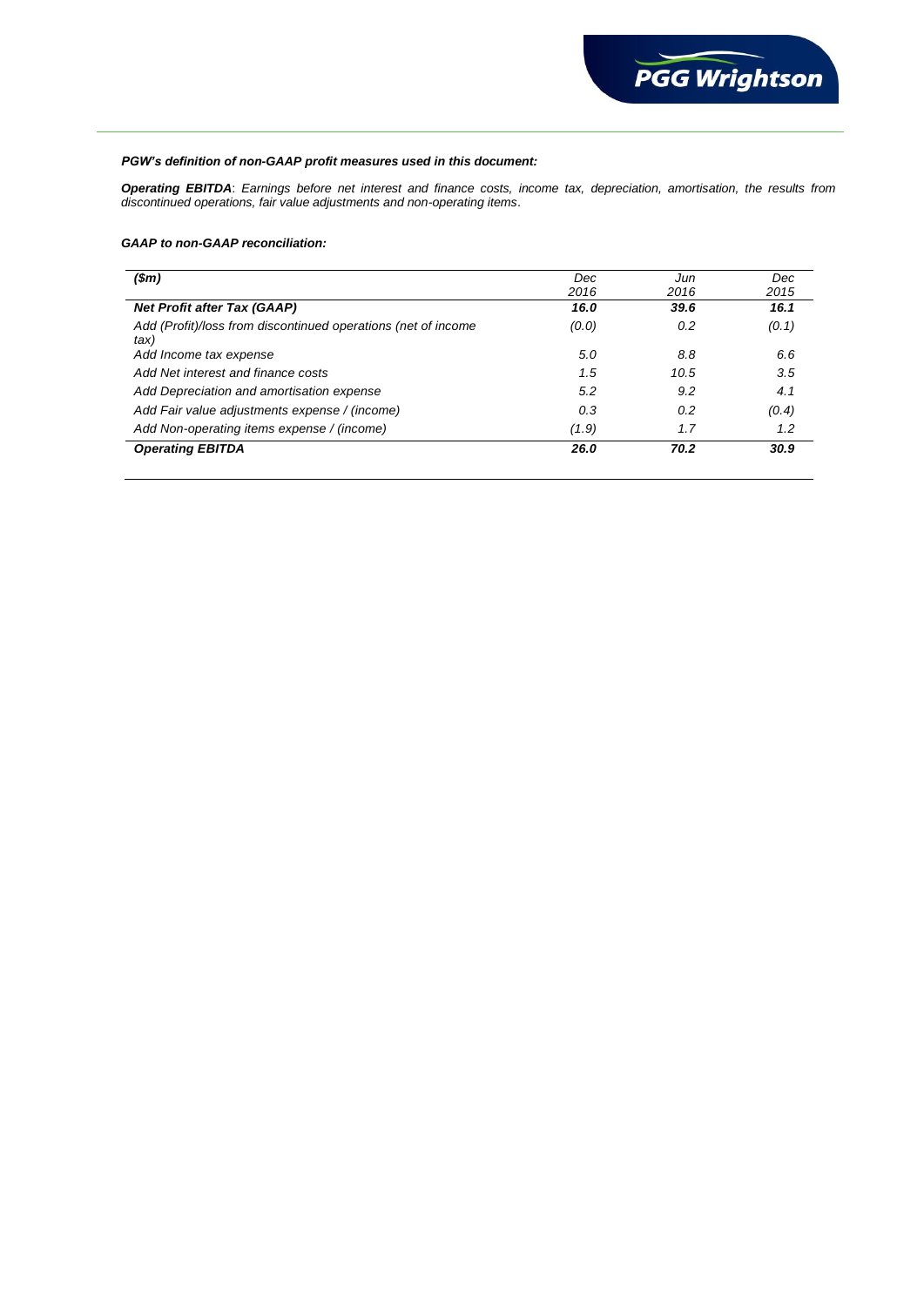***PGW's definition of non-GAAP profit measures used in this document:***

***Operating EBITDA**: Earnings before net interest and finance costs, income tax, depreciation, amortisation, the results from discontinued operations, fair value adjustments and non-operating items.*

***GAAP to non-GAAP reconciliation:***

| *($m)* | *Dec 2016* | *Jun 2016* | *Dec 2015* |
|---|---|---|---|
| ***Net Profit after Tax (GAAP)*** | ***16.0*** | ***39.6*** | ***16.1*** |
| *Add (Profit)/loss from discontinued operations (net of income tax)* | *(0.0)* | *0.2* | *(0.1)* |
| *Add Income tax expense* | *5.0* | *8.8* | *6.6* |
| *Add Net interest and finance costs* | *1.5* | *10.5* | *3.5* |
| *Add Depreciation and amortisation expense* | *5.2* | *9.2* | *4.1* |
| *Add Fair value adjustments expense / (income)* | *0.3* | *0.2* | *(0.4)* |
| *Add Non-operating items expense / (income)* | *(1.9)* | *1.7* | *1.2* |
| ***Operating EBITDA*** | ***26.0*** | ***70.2*** | ***30.9*** |